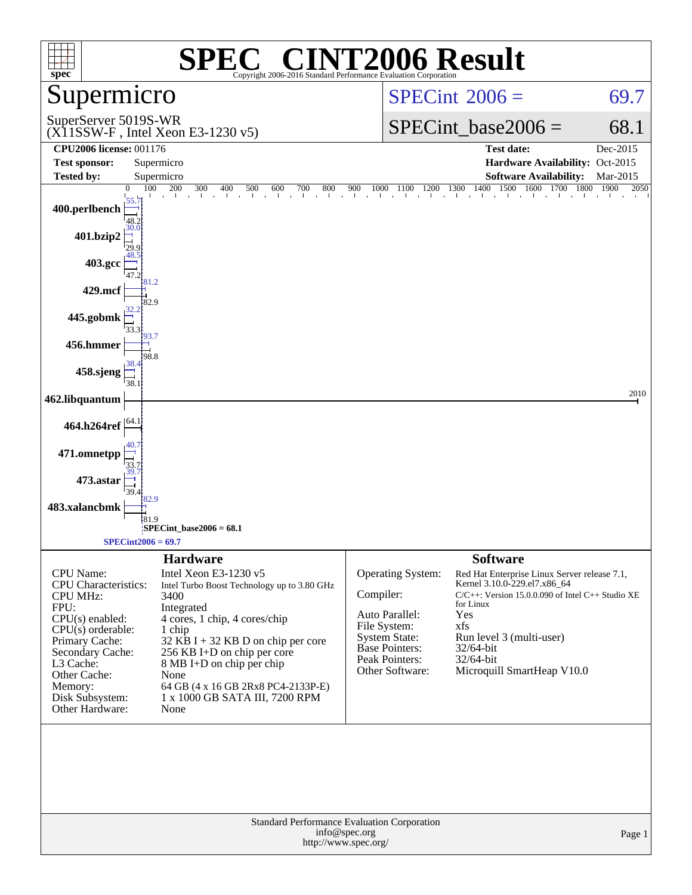# SPEC® CINT2006 Result

Copyright 2006-2016 Standard Performance Evaluation Corporation

## Supermicro

SuperServer 5019S-WR
(X11SSW-F , Intel Xeon E3-1230 v5)

SPECint® 2006 = 69.7

SPECint_base2006 = 68.1

| | | | |
|---|---|---|---|
| **CPU2006 license:** 001176 | | **Test date:** | Dec-2015 |
| **Test sponsor:** | Supermicro | **Hardware Availability:** | Oct-2015 |
| **Tested by:** | Supermicro | **Software Availability:** | Mar-2015 |

| Benchmark | Peak | Base |
|---|---|---|
| 400.perlbench | 55.7 | 48.2 |
| 401.bzip2 | 30.0 | 29.9 |
| 403.gcc | 48.5 | 47.2 |
| 429.mcf | 81.2 | 82.9 |
| 445.gobmk | 32.2 | 33.3 |
| 456.hmmer | 93.7 | 98.8 |
| 458.sjeng | 38.4 | 38.1 |
| 462.libquantum | 2010 | 2010 |
| 464.h264ref | 64.1 | 64.1 |
| 471.omnetpp | 40.7 | 33.7 |
| 473.astar | 39.7 | 39.4 |
| 483.xalancbmk | 82.9 | 81.9 |

SPECint_base2006 = 68.1

SPECint2006 = 69.7

### Hardware

| | |
|---|---|
| CPU Name: | Intel Xeon E3-1230 v5 |
| CPU Characteristics: | Intel Turbo Boost Technology up to 3.80 GHz |
| CPU MHz: | 3400 |
| FPU: | Integrated |
| CPU(s) enabled: | 4 cores, 1 chip, 4 cores/chip |
| CPU(s) orderable: | 1 chip |
| Primary Cache: | 32 KB I + 32 KB D on chip per core |
| Secondary Cache: | 256 KB I+D on chip per core |
| L3 Cache: | 8 MB I+D on chip per chip |
| Other Cache: | None |
| Memory: | 64 GB (4 x 16 GB 2Rx8 PC4-2133P-E) |
| Disk Subsystem: | 1 x 1000 GB SATA III, 7200 RPM |
| Other Hardware: | None |

### Software

| | |
|---|---|
| Operating System: | Red Hat Enterprise Linux Server release 7.1, Kernel 3.10.0-229.el7.x86_64 |
| Compiler: | C/C++: Version 15.0.0.090 of Intel C++ Studio XE for Linux |
| Auto Parallel: | Yes |
| File System: | xfs |
| System State: | Run level 3 (multi-user) |
| Base Pointers: | 32/64-bit |
| Peak Pointers: | 32/64-bit |
| Other Software: | Microquill SmartHeap V10.0 |

Standard Performance Evaluation Corporation
info@spec.org
http://www.spec.org/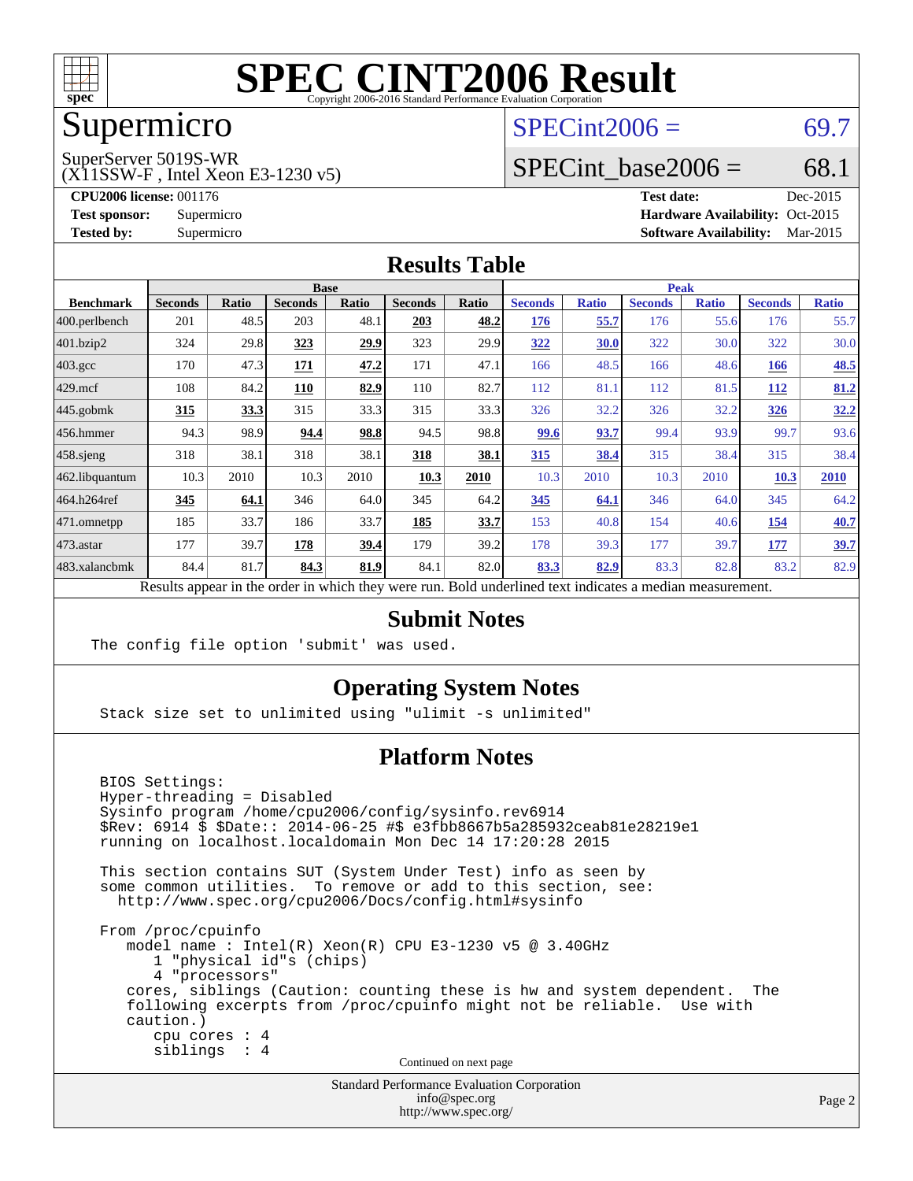# SPEC CINT2006 Result

Copyright 2006-2016 Standard Performance Evaluation Corporation

## Supermicro

SuperServer 5019S-WR
(X11SSW-F , Intel Xeon E3-1230 v5)

SPECint2006 = 69.7

SPECint_base2006 = 68.1

**CPU2006 license:** 001176
**Test sponsor:** Supermicro
**Tested by:** Supermicro

**Test date:** Dec-2015
**Hardware Availability:** Oct-2015
**Software Availability:** Mar-2015

### Results Table

| Benchmark | Base | | | | | | Peak | | | | | |
|---|---|---|---|---|---|---|---|---|---|---|---|---|
| | Seconds | Ratio | Seconds | Ratio | Seconds | Ratio | Seconds | Ratio | Seconds | Ratio | Seconds | Ratio |
| 400.perlbench | 201 | 48.5 | 203 | 48.1 | **203** | **48.2** | **176** | **55.7** | 176 | 55.6 | 176 | 55.7 |
| 401.bzip2 | 324 | 29.8 | **323** | **29.9** | 323 | 29.9 | **322** | **30.0** | 322 | 30.0 | 322 | 30.0 |
| 403.gcc | 170 | 47.3 | **171** | **47.2** | 171 | 47.1 | 166 | 48.5 | 166 | 48.6 | **166** | **48.5** |
| 429.mcf | 108 | 84.2 | **110** | **82.9** | 110 | 82.7 | 112 | 81.1 | 112 | 81.5 | **112** | **81.2** |
| 445.gobmk | **315** | **33.3** | 315 | 33.3 | 315 | 33.3 | 326 | 32.2 | 326 | 32.2 | **326** | **32.2** |
| 456.hmmer | 94.3 | 98.9 | **94.4** | **98.8** | 94.5 | 98.8 | **99.6** | **93.7** | 99.4 | 93.9 | 99.7 | 93.6 |
| 458.sjeng | 318 | 38.1 | 318 | 38.1 | **318** | **38.1** | **315** | **38.4** | 315 | 38.4 | 315 | 38.4 |
| 462.libquantum | 10.3 | 2010 | 10.3 | 2010 | **10.3** | **2010** | 10.3 | 2010 | 10.3 | 2010 | **10.3** | **2010** |
| 464.h264ref | **345** | **64.1** | 346 | 64.0 | 345 | 64.2 | **345** | **64.1** | 346 | 64.0 | 345 | 64.2 |
| 471.omnetpp | 185 | 33.7 | 186 | 33.7 | **185** | **33.7** | 153 | 40.8 | 154 | 40.6 | **154** | **40.7** |
| 473.astar | 177 | 39.7 | **178** | **39.4** | 179 | 39.2 | 178 | 39.3 | 177 | 39.7 | **177** | **39.7** |
| 483.xalancbmk | 84.4 | 81.7 | **84.3** | **81.9** | 84.1 | 82.0 | **83.3** | **82.9** | 83.3 | 82.8 | 83.2 | 82.9 |

Results appear in the order in which they were run. Bold underlined text indicates a median measurement.

### Submit Notes

```
The config file option 'submit' was used.
```

### Operating System Notes

```
Stack size set to unlimited using "ulimit -s unlimited"
```

### Platform Notes

```
BIOS Settings:
Hyper-threading = Disabled
Sysinfo program /home/cpu2006/config/sysinfo.rev6914
$Rev: 6914 $ $Date:: 2014-06-25 #$ e3fbb8667b5a285932ceab81e28219e1
running on localhost.localdomain Mon Dec 14 17:20:28 2015

This section contains SUT (System Under Test) info as seen by
some common utilities.  To remove or add to this section, see:
  http://www.spec.org/cpu2006/Docs/config.html#sysinfo

From /proc/cpuinfo
   model name : Intel(R) Xeon(R) CPU E3-1230 v5 @ 3.40GHz
      1 "physical id"s (chips)
      4 "processors"
   cores, siblings (Caution: counting these is hw and system dependent.  The
   following excerpts from /proc/cpuinfo might not be reliable.  Use with
   caution.)
      cpu cores : 4
      siblings  : 4
```

Continued on next page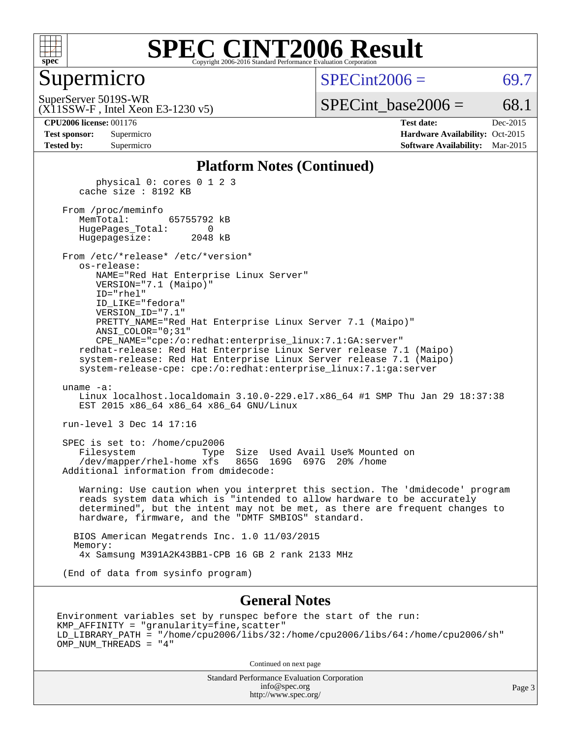# SPEC CINT2006 Result

Copyright 2006-2016 Standard Performance Evaluation Corporation

## Supermicro

SuperServer 5019S-WR
(X11SSW-F , Intel Xeon E3-1230 v5)

SPECint2006 = 69.7

SPECint_base2006 = 68.1

**CPU2006 license:** 001176
**Test sponsor:** Supermicro
**Tested by:** Supermicro

**Test date:** Dec-2015
**Hardware Availability:** Oct-2015
**Software Availability:** Mar-2015

### Platform Notes (Continued)

```
        physical 0: cores 0 1 2 3
     cache size : 8192 KB

  From /proc/meminfo
     MemTotal:       65755792 kB
     HugePages_Total:       0
     Hugepagesize:       2048 kB

  From /etc/*release* /etc/*version*
     os-release:
        NAME="Red Hat Enterprise Linux Server"
        VERSION="7.1 (Maipo)"
        ID="rhel"
        ID_LIKE="fedora"
        VERSION_ID="7.1"
        PRETTY_NAME="Red Hat Enterprise Linux Server 7.1 (Maipo)"
        ANSI_COLOR="0;31"
        CPE_NAME="cpe:/o:redhat:enterprise_linux:7.1:GA:server"
     redhat-release: Red Hat Enterprise Linux Server release 7.1 (Maipo)
     system-release: Red Hat Enterprise Linux Server release 7.1 (Maipo)
     system-release-cpe: cpe:/o:redhat:enterprise_linux:7.1:ga:server

  uname -a:
     Linux localhost.localdomain 3.10.0-229.el7.x86_64 #1 SMP Thu Jan 29 18:37:38
     EST 2015 x86_64 x86_64 x86_64 GNU/Linux

  run-level 3 Dec 14 17:16

  SPEC is set to: /home/cpu2006
     Filesystem            Type  Size  Used Avail Use% Mounted on
     /dev/mapper/rhel-home xfs   865G  169G  697G  20% /home
  Additional information from dmidecode:

     Warning: Use caution when you interpret this section. The 'dmidecode' program
     reads system data which is "intended to allow hardware to be accurately
     determined", but the intent may not be met, as there are frequent changes to
     hardware, firmware, and the "DMTF SMBIOS" standard.

    BIOS American Megatrends Inc. 1.0 11/03/2015
    Memory:
     4x Samsung M391A2K43BB1-CPB 16 GB 2 rank 2133 MHz

  (End of data from sysinfo program)
```

### General Notes

```
Environment variables set by runspec before the start of the run:
KMP_AFFINITY = "granularity=fine,scatter"
LD_LIBRARY_PATH = "/home/cpu2006/libs/32:/home/cpu2006/libs/64:/home/cpu2006/sh"
OMP_NUM_THREADS = "4"
```

Continued on next page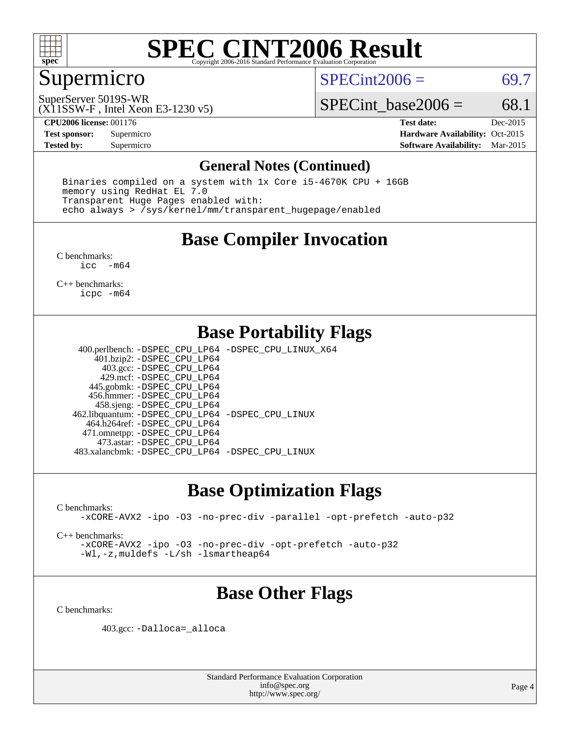# SPEC CINT2006 Result

Copyright 2006-2016 Standard Performance Evaluation Corporation

## Supermicro

SuperServer 5019S-WR
(X11SSW-F , Intel Xeon E3-1230 v5)

SPECint2006 = 69.7

SPECint_base2006 = 68.1

**CPU2006 license:** 001176
**Test sponsor:** Supermicro
**Tested by:** Supermicro

**Test date:** Dec-2015
**Hardware Availability:** Oct-2015
**Software Availability:** Mar-2015

## General Notes (Continued)

```
Binaries compiled on a system with 1x Core i5-4670K CPU + 16GB
memory using RedHat EL 7.0
Transparent Huge Pages enabled with:
echo always > /sys/kernel/mm/transparent_hugepage/enabled
```

## Base Compiler Invocation

C benchmarks:
`icc -m64`

C++ benchmarks:
`icpc -m64`

## Base Portability Flags

| | |
|---|---|
| 400.perlbench: | -DSPEC_CPU_LP64 -DSPEC_CPU_LINUX_X64 |
| 401.bzip2: | -DSPEC_CPU_LP64 |
| 403.gcc: | -DSPEC_CPU_LP64 |
| 429.mcf: | -DSPEC_CPU_LP64 |
| 445.gobmk: | -DSPEC_CPU_LP64 |
| 456.hmmer: | -DSPEC_CPU_LP64 |
| 458.sjeng: | -DSPEC_CPU_LP64 |
| 462.libquantum: | -DSPEC_CPU_LP64 -DSPEC_CPU_LINUX |
| 464.h264ref: | -DSPEC_CPU_LP64 |
| 471.omnetpp: | -DSPEC_CPU_LP64 |
| 473.astar: | -DSPEC_CPU_LP64 |
| 483.xalancbmk: | -DSPEC_CPU_LP64 -DSPEC_CPU_LINUX |

## Base Optimization Flags

C benchmarks:
`-xCORE-AVX2 -ipo -O3 -no-prec-div -parallel -opt-prefetch -auto-p32`

C++ benchmarks:
`-xCORE-AVX2 -ipo -O3 -no-prec-div -opt-prefetch -auto-p32`
`-Wl,-z,muldefs -L/sh -lsmartheap64`

## Base Other Flags

C benchmarks:

403.gcc: `-Dalloca=_alloca`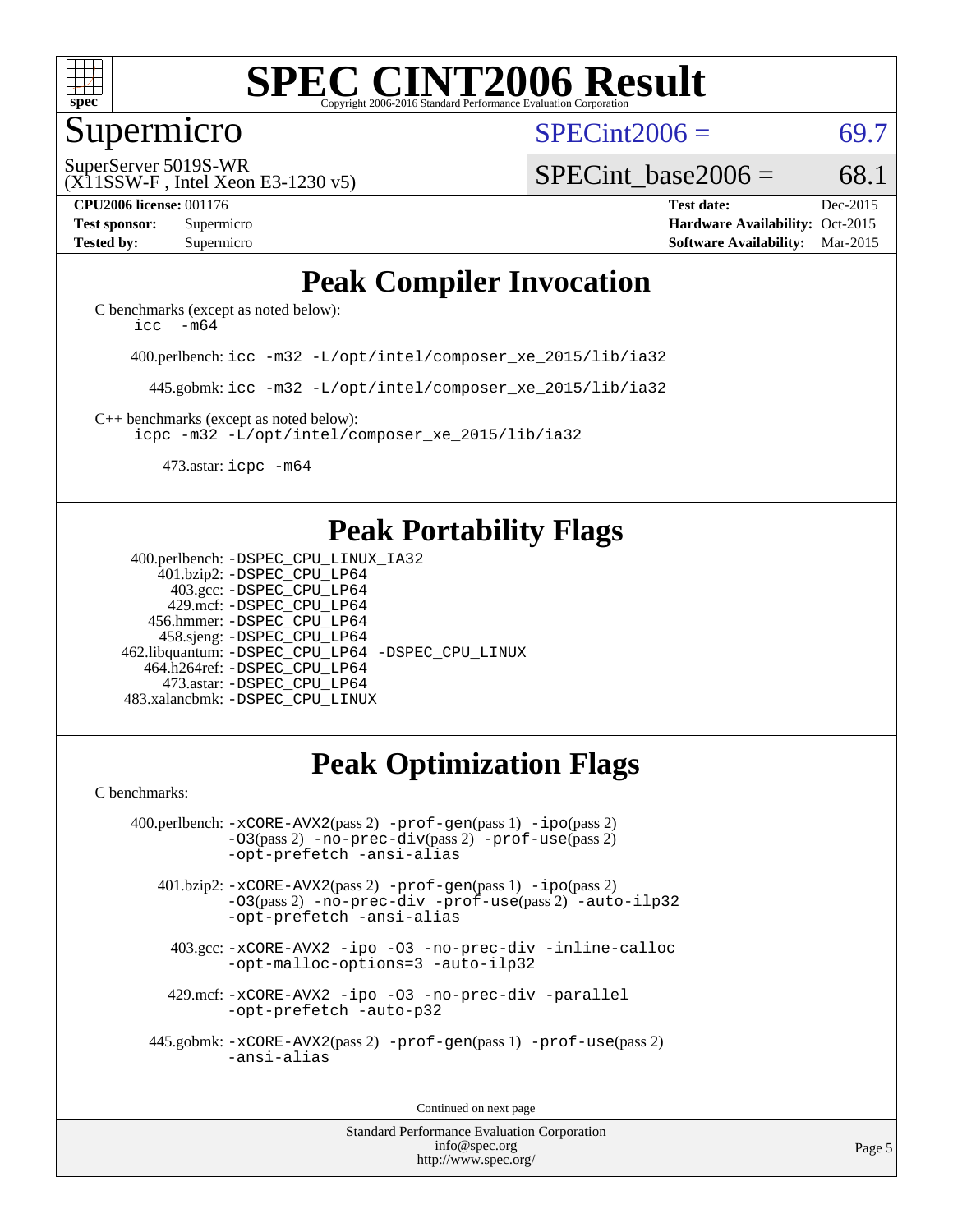# SPEC CINT2006 Result

## Supermicro

SuperServer 5019S-WR
(X11SSW-F , Intel Xeon E3-1230 v5)

SPECint2006 = 69.7

SPECint_base2006 = 68.1

| | | | |
|---|---|---|---|
| **CPU2006 license:** 001176 | | **Test date:** | Dec-2015 |
| **Test sponsor:** | Supermicro | **Hardware Availability:** | Oct-2015 |
| **Tested by:** | Supermicro | **Software Availability:** | Mar-2015 |

## Peak Compiler Invocation

C benchmarks (except as noted below):
```
icc -m64
```

400.perlbench: `icc -m32 -L/opt/intel/composer_xe_2015/lib/ia32`

445.gobmk: `icc -m32 -L/opt/intel/composer_xe_2015/lib/ia32`

C++ benchmarks (except as noted below):
```
icpc -m32 -L/opt/intel/composer_xe_2015/lib/ia32
```

473.astar: `icpc -m64`

## Peak Portability Flags

400.perlbench: `-DSPEC_CPU_LINUX_IA32`
401.bzip2: `-DSPEC_CPU_LP64`
403.gcc: `-DSPEC_CPU_LP64`
429.mcf: `-DSPEC_CPU_LP64`
456.hmmer: `-DSPEC_CPU_LP64`
458.sjeng: `-DSPEC_CPU_LP64`
462.libquantum: `-DSPEC_CPU_LP64 -DSPEC_CPU_LINUX`
464.h264ref: `-DSPEC_CPU_LP64`
473.astar: `-DSPEC_CPU_LP64`
483.xalancbmk: `-DSPEC_CPU_LINUX`

## Peak Optimization Flags

C benchmarks:

400.perlbench: `-xCORE-AVX2`(pass 2) `-prof-gen`(pass 1) `-ipo`(pass 2) `-O3`(pass 2) `-no-prec-div`(pass 2) `-prof-use`(pass 2) `-opt-prefetch -ansi-alias`

401.bzip2: `-xCORE-AVX2`(pass 2) `-prof-gen`(pass 1) `-ipo`(pass 2) `-O3`(pass 2) `-no-prec-div -prof-use`(pass 2) `-auto-ilp32 -opt-prefetch -ansi-alias`

403.gcc: `-xCORE-AVX2 -ipo -O3 -no-prec-div -inline-calloc -opt-malloc-options=3 -auto-ilp32`

429.mcf: `-xCORE-AVX2 -ipo -O3 -no-prec-div -parallel -opt-prefetch -auto-p32`

445.gobmk: `-xCORE-AVX2`(pass 2) `-prof-gen`(pass 1) `-prof-use`(pass 2) `-ansi-alias`

Continued on next page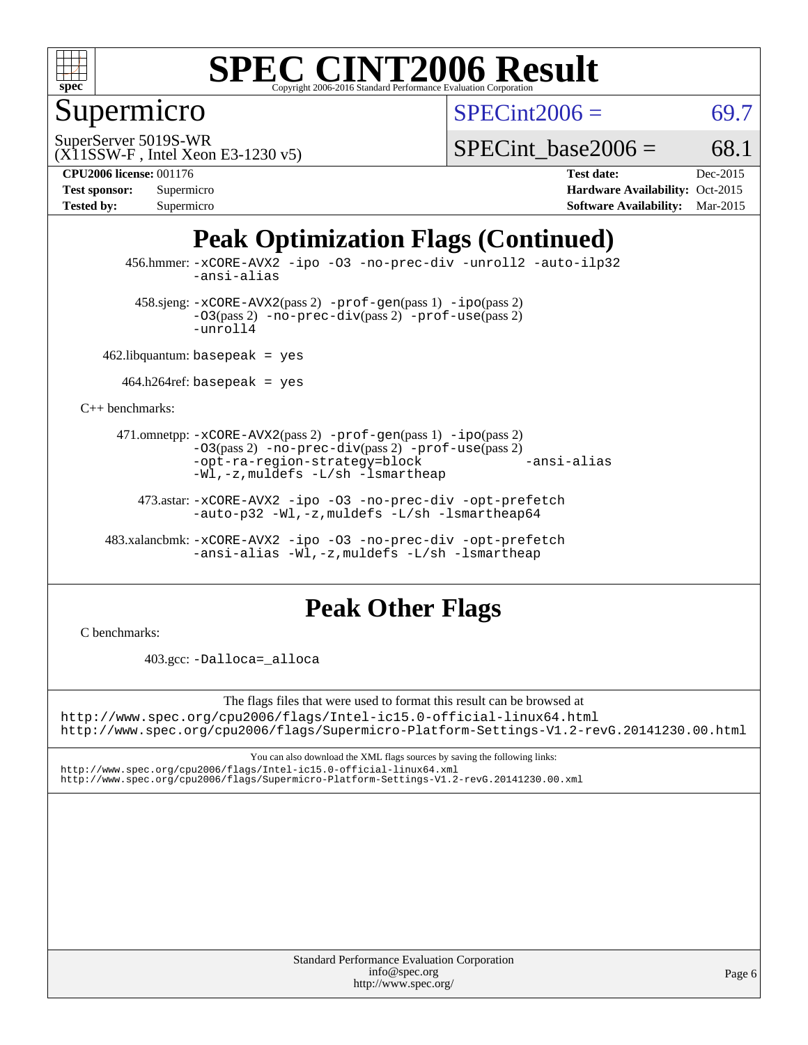# SPEC CINT2006 Result

Copyright 2006-2016 Standard Performance Evaluation Corporation

## Supermicro

SuperServer 5019S-WR
(X11SSW-F , Intel Xeon E3-1230 v5)

SPECint2006 = 69.7

SPECint_base2006 = 68.1

| | | | |
|---|---|---|---|
| **CPU2006 license:** 001176 | | **Test date:** | Dec-2015 |
| **Test sponsor:** | Supermicro | **Hardware Availability:** | Oct-2015 |
| **Tested by:** | Supermicro | **Software Availability:** | Mar-2015 |

## Peak Optimization Flags (Continued)

456.hmmer: `-xCORE-AVX2 -ipo -O3 -no-prec-div -unroll2 -auto-ilp32 -ansi-alias`

458.sjeng: `-xCORE-AVX2`(pass 2) `-prof-gen`(pass 1) `-ipo`(pass 2) `-O3`(pass 2) `-no-prec-div`(pass 2) `-prof-use`(pass 2) `-unroll4`

462.libquantum: `basepeak = yes`

464.h264ref: `basepeak = yes`

C++ benchmarks:

471.omnetpp: `-xCORE-AVX2`(pass 2) `-prof-gen`(pass 1) `-ipo`(pass 2) `-O3`(pass 2) `-no-prec-div`(pass 2) `-prof-use`(pass 2) `-opt-ra-region-strategy=block -ansi-alias -Wl,-z,muldefs -L/sh -lsmartheap`

473.astar: `-xCORE-AVX2 -ipo -O3 -no-prec-div -opt-prefetch -auto-p32 -Wl,-z,muldefs -L/sh -lsmartheap64`

483.xalancbmk: `-xCORE-AVX2 -ipo -O3 -no-prec-div -opt-prefetch -ansi-alias -Wl,-z,muldefs -L/sh -lsmartheap`

## Peak Other Flags

C benchmarks:

403.gcc: `-Dalloca=_alloca`

The flags files that were used to format this result can be browsed at
http://www.spec.org/cpu2006/flags/Intel-ic15.0-official-linux64.html
http://www.spec.org/cpu2006/flags/Supermicro-Platform-Settings-V1.2-revG.20141230.00.html

You can also download the XML flags sources by saving the following links:
http://www.spec.org/cpu2006/flags/Intel-ic15.0-official-linux64.xml
http://www.spec.org/cpu2006/flags/Supermicro-Platform-Settings-V1.2-revG.20141230.00.xml

Standard Performance Evaluation Corporation
info@spec.org
http://www.spec.org/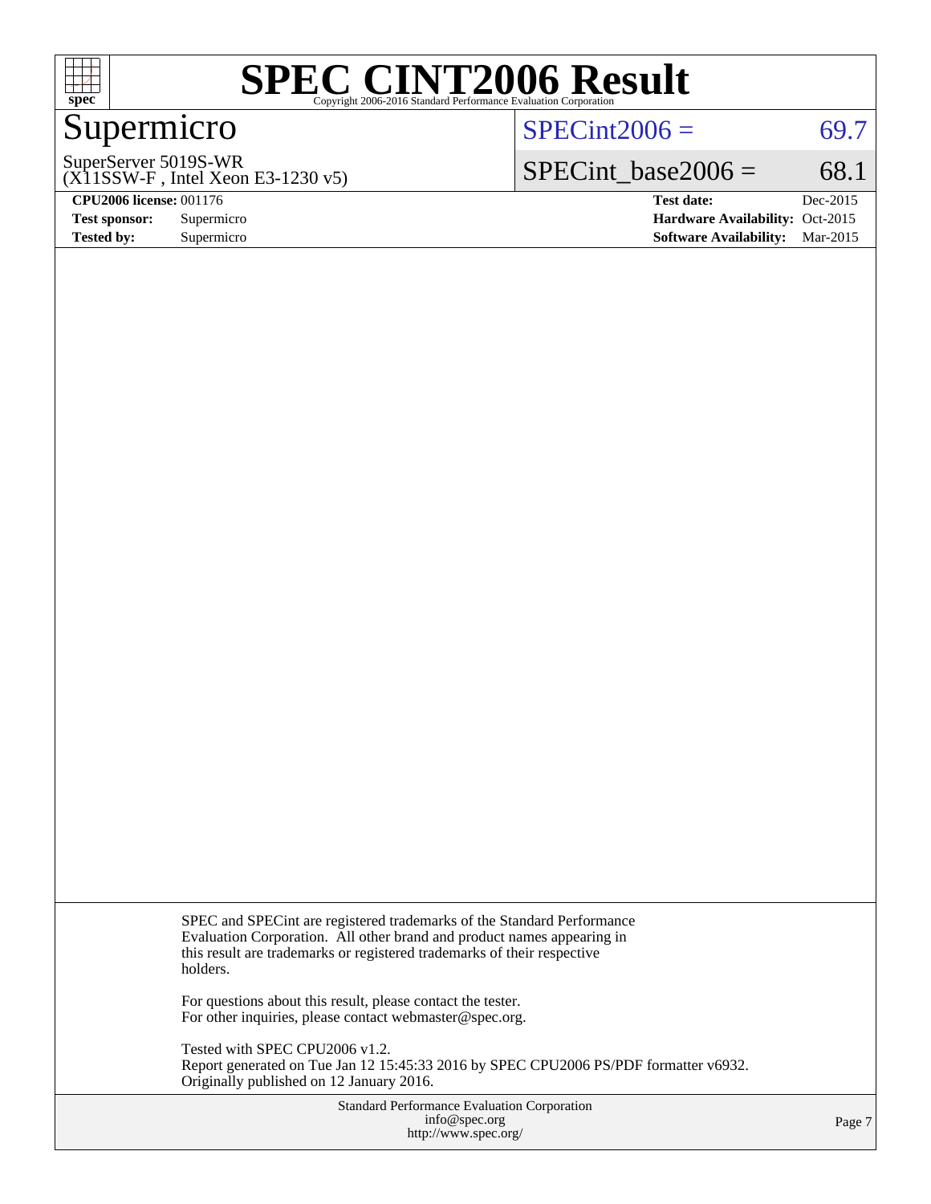# SPEC CINT2006 Result

Copyright 2006-2016 Standard Performance Evaluation Corporation

## Supermicro

SuperServer 5019S-WR
(X11SSW-F , Intel Xeon E3-1230 v5)

SPECint2006 = 69.7

SPECint_base2006 = 68.1

| | | | |
|---|---|---|---|
| **CPU2006 license:** 001176 | | **Test date:** | Dec-2015 |
| **Test sponsor:** | Supermicro | **Hardware Availability:** | Oct-2015 |
| **Tested by:** | Supermicro | **Software Availability:** | Mar-2015 |

SPEC and SPECint are registered trademarks of the Standard Performance Evaluation Corporation. All other brand and product names appearing in this result are trademarks or registered trademarks of their respective holders.

For questions about this result, please contact the tester.
For other inquiries, please contact webmaster@spec.org.

Tested with SPEC CPU2006 v1.2.
Report generated on Tue Jan 12 15:45:33 2016 by SPEC CPU2006 PS/PDF formatter v6932.
Originally published on 12 January 2016.

Standard Performance Evaluation Corporation
info@spec.org
http://www.spec.org/